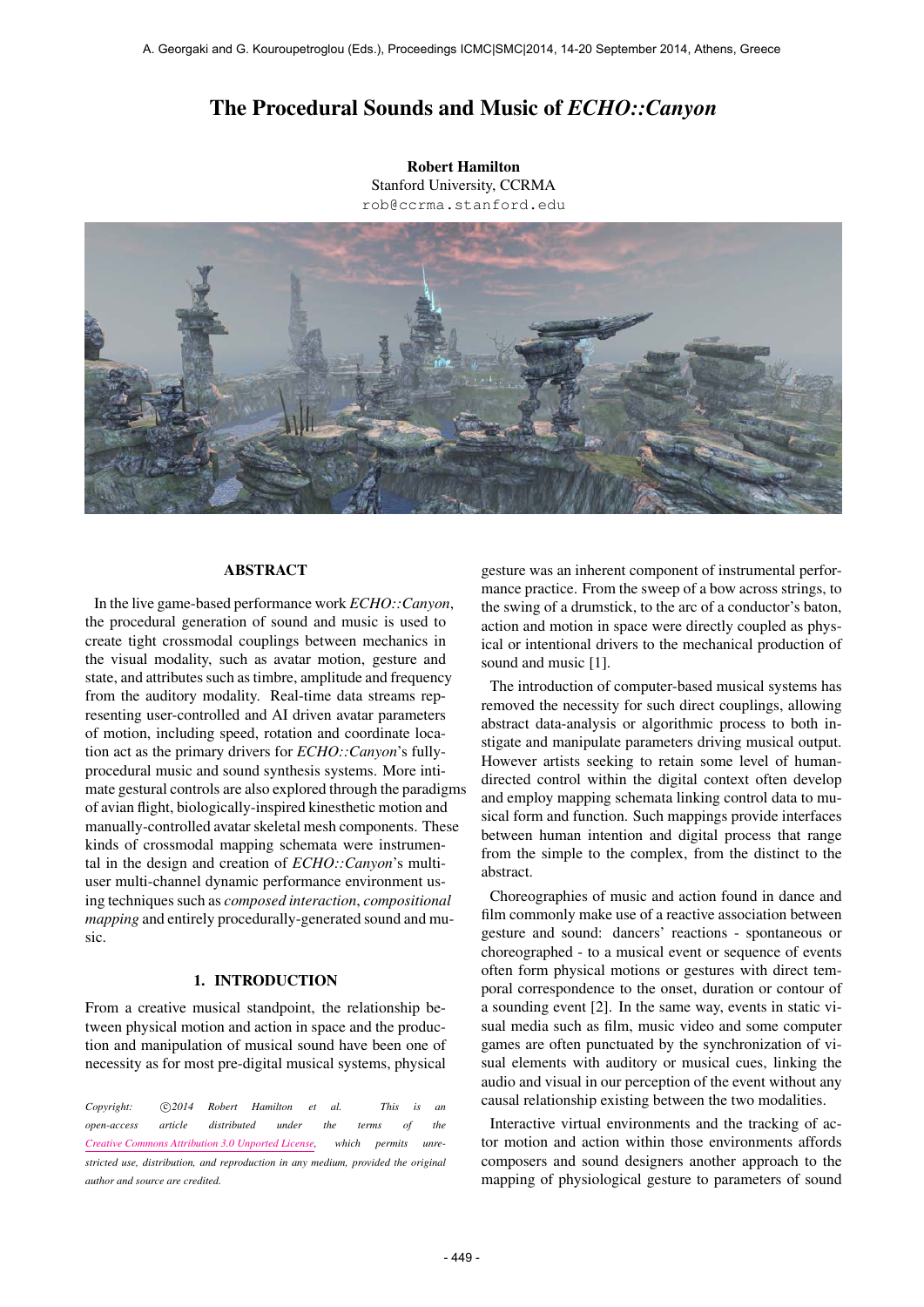# The Procedural Sounds and Music of *ECHO::Canyon*

**Robert Hamilton**
Stanford University, CCRMA
rob@ccrma.stanford.edu

## ABSTRACT

In the live game-based performance work *ECHO::Canyon*, the procedural generation of sound and music is used to create tight crossmodal couplings between mechanics in the visual modality, such as avatar motion, gesture and state, and attributes such as timbre, amplitude and frequency from the auditory modality. Real-time data streams representing user-controlled and AI driven avatar parameters of motion, including speed, rotation and coordinate location act as the primary drivers for *ECHO::Canyon*'s fully-procedural music and sound synthesis systems. More intimate gestural controls are also explored through the paradigms of avian flight, biologically-inspired kinesthetic motion and manually-controlled avatar skeletal mesh components. These kinds of crossmodal mapping schemata were instrumental in the design and creation of *ECHO::Canyon*'s multi-user multi-channel dynamic performance environment using techniques such as *composed interaction*, *compositional mapping* and entirely procedurally-generated sound and music.

## 1. INTRODUCTION

From a creative musical standpoint, the relationship between physical motion and action in space and the production and manipulation of musical sound have been one of necessity as for most pre-digital musical systems, physical gesture was an inherent component of instrumental performance practice. From the sweep of a bow across strings, to the swing of a drumstick, to the arc of a conductor's baton, action and motion in space were directly coupled as physical or intentional drivers to the mechanical production of sound and music [1].

The introduction of computer-based musical systems has removed the necessity for such direct couplings, allowing abstract data-analysis or algorithmic process to both instigate and manipulate parameters driving musical output. However artists seeking to retain some level of human-directed control within the digital context often develop and employ mapping schemata linking control data to musical form and function. Such mappings provide interfaces between human intention and digital process that range from the simple to the complex, from the distinct to the abstract.

Choreographies of music and action found in dance and film commonly make use of a reactive association between gesture and sound: dancers' reactions - spontaneous or choreographed - to a musical event or sequence of events often form physical motions or gestures with direct temporal correspondence to the onset, duration or contour of a sounding event [2]. In the same way, events in static visual media such as film, music video and some computer games are often punctuated by the synchronization of visual elements with auditory or musical cues, linking the audio and visual in our perception of the event without any causal relationship existing between the two modalities.

Interactive virtual environments and the tracking of actor motion and action within those environments affords composers and sound designers another approach to the mapping of physiological gesture to parameters of sound

*Copyright: ©2014 Robert Hamilton et al. This is an open-access article distributed under the terms of the Creative Commons Attribution 3.0 Unported License, which permits unrestricted use, distribution, and reproduction in any medium, provided the original author and source are credited.*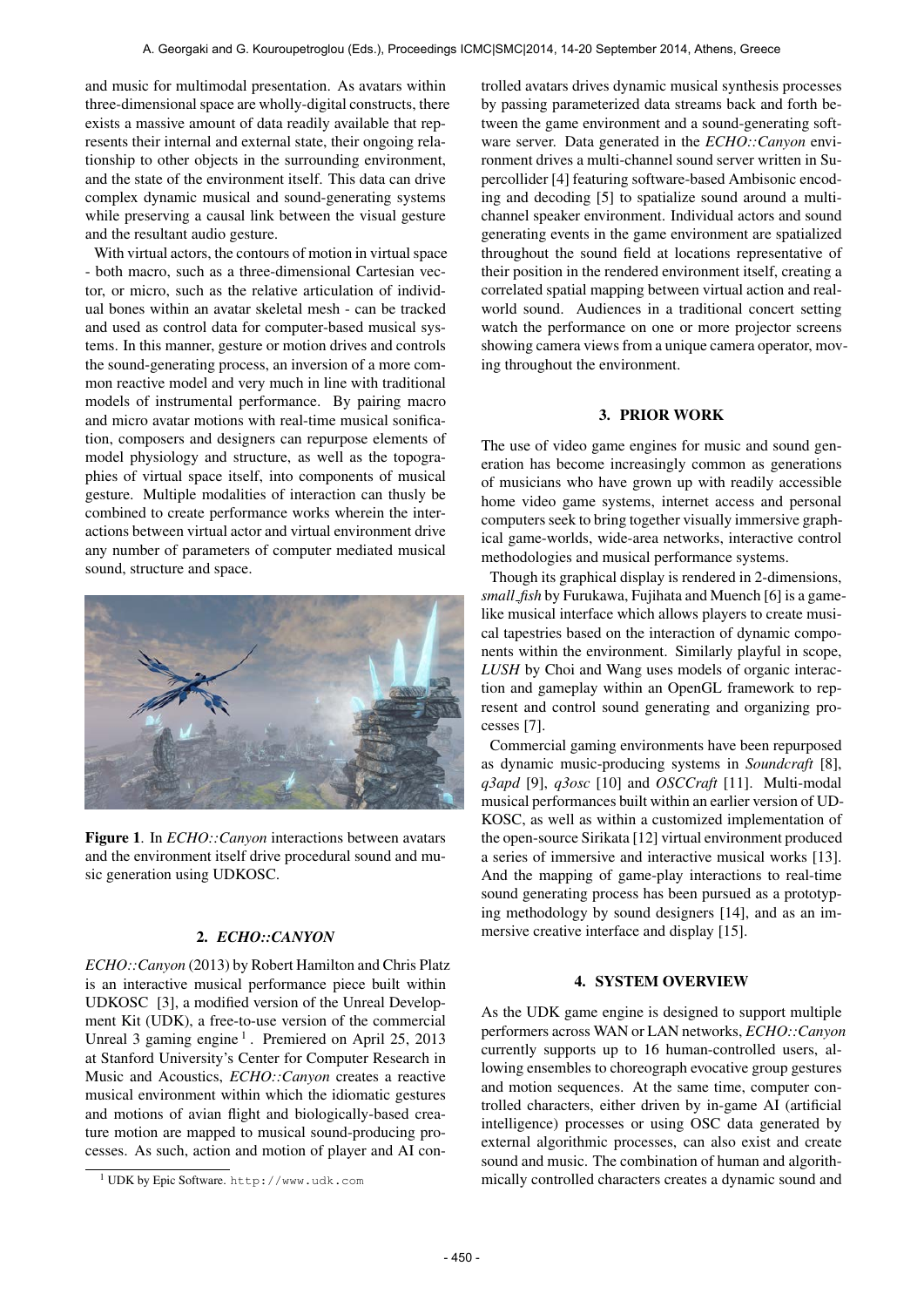and music for multimodal presentation. As avatars within three-dimensional space are wholly-digital constructs, there exists a massive amount of data readily available that represents their internal and external state, their ongoing relationship to other objects in the surrounding environment, and the state of the environment itself. This data can drive complex dynamic musical and sound-generating systems while preserving a causal link between the visual gesture and the resultant audio gesture.

With virtual actors, the contours of motion in virtual space - both macro, such as a three-dimensional Cartesian vector, or micro, such as the relative articulation of individual bones within an avatar skeletal mesh - can be tracked and used as control data for computer-based musical systems. In this manner, gesture or motion drives and controls the sound-generating process, an inversion of a more common reactive model and very much in line with traditional models of instrumental performance. By pairing macro and micro avatar motions with real-time musical sonification, composers and designers can repurpose elements of model physiology and structure, as well as the topographies of virtual space itself, into components of musical gesture. Multiple modalities of interaction can thusly be combined to create performance works wherein the interactions between virtual actor and virtual environment drive any number of parameters of computer mediated musical sound, structure and space.

**Figure 1**. In *ECHO::Canyon* interactions between avatars and the environment itself drive procedural sound and music generation using UDKOSC.

## 2. *ECHO::CANYON*

*ECHO::Canyon* (2013) by Robert Hamilton and Chris Platz is an interactive musical performance piece built within UDKOSC [3], a modified version of the Unreal Development Kit (UDK), a free-to-use version of the commercial Unreal 3 gaming engine [1]. Premiered on April 25, 2013 at Stanford University's Center for Computer Research in Music and Acoustics, *ECHO::Canyon* creates a reactive musical environment within which the idiomatic gestures and motions of avian flight and biologically-based creature motion are mapped to musical sound-producing processes. As such, action and motion of player and AI controlled avatars drives dynamic musical synthesis processes by passing parameterized data streams back and forth between the game environment and a sound-generating software server. Data generated in the *ECHO::Canyon* environment drives a multi-channel sound server written in Supercollider [4] featuring software-based Ambisonic encoding and decoding [5] to spatialize sound around a multi-channel speaker environment. Individual actors and sound generating events in the game environment are spatialized throughout the sound field at locations representative of their position in the rendered environment itself, creating a correlated spatial mapping between virtual action and real-world sound. Audiences in a traditional concert setting watch the performance on one or more projector screens showing camera views from a unique camera operator, moving throughout the environment.

[1] UDK by Epic Software. `http://www.udk.com`

## 3. PRIOR WORK

The use of video game engines for music and sound generation has become increasingly common as generations of musicians who have grown up with readily accessible home video game systems, internet access and personal computers seek to bring together visually immersive graphical game-worlds, wide-area networks, interactive control methodologies and musical performance systems.

Though its graphical display is rendered in 2-dimensions, *small_fish* by Furukawa, Fujihata and Muench [6] is a game-like musical interface which allows players to create musical tapestries based on the interaction of dynamic components within the environment. Similarly playful in scope, *LUSH* by Choi and Wang uses models of organic interaction and gameplay within an OpenGL framework to represent and control sound generating and organizing processes [7].

Commercial gaming environments have been repurposed as dynamic music-producing systems in *Soundcraft* [8], *q3apd* [9], *q3osc* [10] and *OSCCraft* [11]. Multi-modal musical performances built within an earlier version of UDKOSC, as well as within a customized implementation of the open-source Sirikata [12] virtual environment produced a series of immersive and interactive musical works [13]. And the mapping of game-play interactions to real-time sound generating process has been pursued as a prototyping methodology by sound designers [14], and as an immersive creative interface and display [15].

## 4. SYSTEM OVERVIEW

As the UDK game engine is designed to support multiple performers across WAN or LAN networks, *ECHO::Canyon* currently supports up to 16 human-controlled users, allowing ensembles to choreograph evocative group gestures and motion sequences. At the same time, computer controlled characters, either driven by in-game AI (artificial intelligence) processes or using OSC data generated by external algorithmic processes, can also exist and create sound and music. The combination of human and algorithmically controlled characters creates a dynamic sound and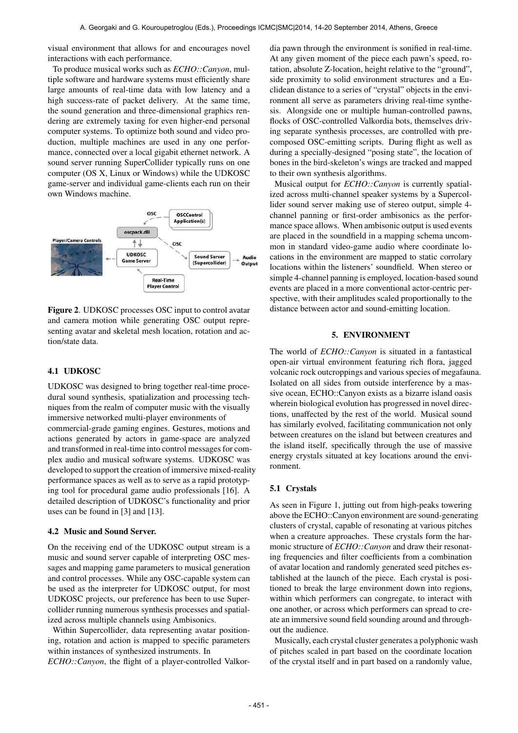visual environment that allows for and encourages novel interactions with each performance.

To produce musical works such as *ECHO::Canyon*, multiple software and hardware systems must efficiently share large amounts of real-time data with low latency and a high success-rate of packet delivery. At the same time, the sound generation and three-dimensional graphics rendering are extremely taxing for even higher-end personal computer systems. To optimize both sound and video production, multiple machines are used in any one performance, connected over a local gigabit ethernet network. A sound server running SuperCollider typically runs on one computer (OS X, Linux or Windows) while the UDKOSC game-server and individual game-clients each run on their own Windows machine.

**Figure 2**. UDKOSC processes OSC input to control avatar and camera motion while generating OSC output representing avatar and skeletal mesh location, rotation and action/state data.

### 4.1 UDKOSC

UDKOSC was designed to bring together real-time procedural sound synthesis, spatialization and processing techniques from the realm of computer music with the visually immersive networked multi-player environments of commercial-grade gaming engines. Gestures, motions and actions generated by actors in game-space are analyzed and transformed in real-time into control messages for complex audio and musical software systems. UDKOSC was developed to support the creation of immersive mixed-reality performance spaces as well as to serve as a rapid prototyping tool for procedural game audio professionals [16]. A detailed description of UDKOSC's functionality and prior uses can be found in [3] and [13].

### 4.2 Music and Sound Server.

On the receiving end of the UDKOSC output stream is a music and sound server capable of interpreting OSC messages and mapping game parameters to musical generation and control processes. While any OSC-capable system can be used as the interpreter for UDKOSC output, for most UDKOSC projects, our preference has been to use Supercollider running numerous synthesis processes and spatialized across multiple channels using Ambisonics.

Within Supercollider, data representing avatar positioning, rotation and action is mapped to specific parameters within instances of synthesized instruments. In *ECHO::Canyon*, the flight of a player-controlled Valkordia pawn through the environment is sonified in real-time. At any given moment of the piece each pawn's speed, rotation, absolute Z-location, height relative to the "ground", side proximity to solid environment structures and a Euclidean distance to a series of "crystal" objects in the environment all serve as parameters driving real-time synthesis. Alongside one or multiple human-controlled pawns, flocks of OSC-controlled Valkordia bots, themselves driving separate synthesis processes, are controlled with precomposed OSC-emitting scripts. During flight as well as during a specially-designed "posing state", the location of bones in the bird-skeleton's wings are tracked and mapped to their own synthesis algorithms.

Musical output for *ECHO::Canyon* is currently spatialized across multi-channel speaker systems by a Supercollider sound server making use of stereo output, simple 4-channel panning or first-order ambisonics as the performance space allows. When ambisonic output is used events are placed in the soundfield in a mapping schema uncommon in standard video-game audio where coordinate locations in the environment are mapped to static corrolary locations within the listeners' soundfield. When stereo or simple 4-channel panning is employed, location-based sound events are placed in a more conventional actor-centric perspective, with their amplitudes scaled proportionally to the distance between actor and sound-emitting location.

## 5. ENVIRONMENT

The world of *ECHO::Canyon* is situated in a fantastical open-air virtual environment featuring rich flora, jagged volcanic rock outcroppings and various species of megafauna. Isolated on all sides from outside interference by a massive ocean, ECHO::Canyon exists as a bizarre island oasis wherein biological evolution has progressed in novel directions, unaffected by the rest of the world. Musical sound has similarly evolved, facilitating communication not only between creatures on the island but between creatures and the island itself, specifically through the use of massive energy crystals situated at key locations around the environment.

### 5.1 Crystals

As seen in Figure 1, jutting out from high-peaks towering above the ECHO::Canyon environment are sound-generating clusters of crystal, capable of resonating at various pitches when a creature approaches. These crystals form the harmonic structure of *ECHO::Canyon* and draw their resonating frequencies and filter coefficients from a combination of avatar location and randomly generated seed pitches established at the launch of the piece. Each crystal is positioned to break the large environment down into regions, within which performers can congregate, to interact with one another, or across which performers can spread to create an immersive sound field sounding around and throughout the audience.

Musically, each crystal cluster generates a polyphonic wash of pitches scaled in part based on the coordinate location of the crystal itself and in part based on a randomly value,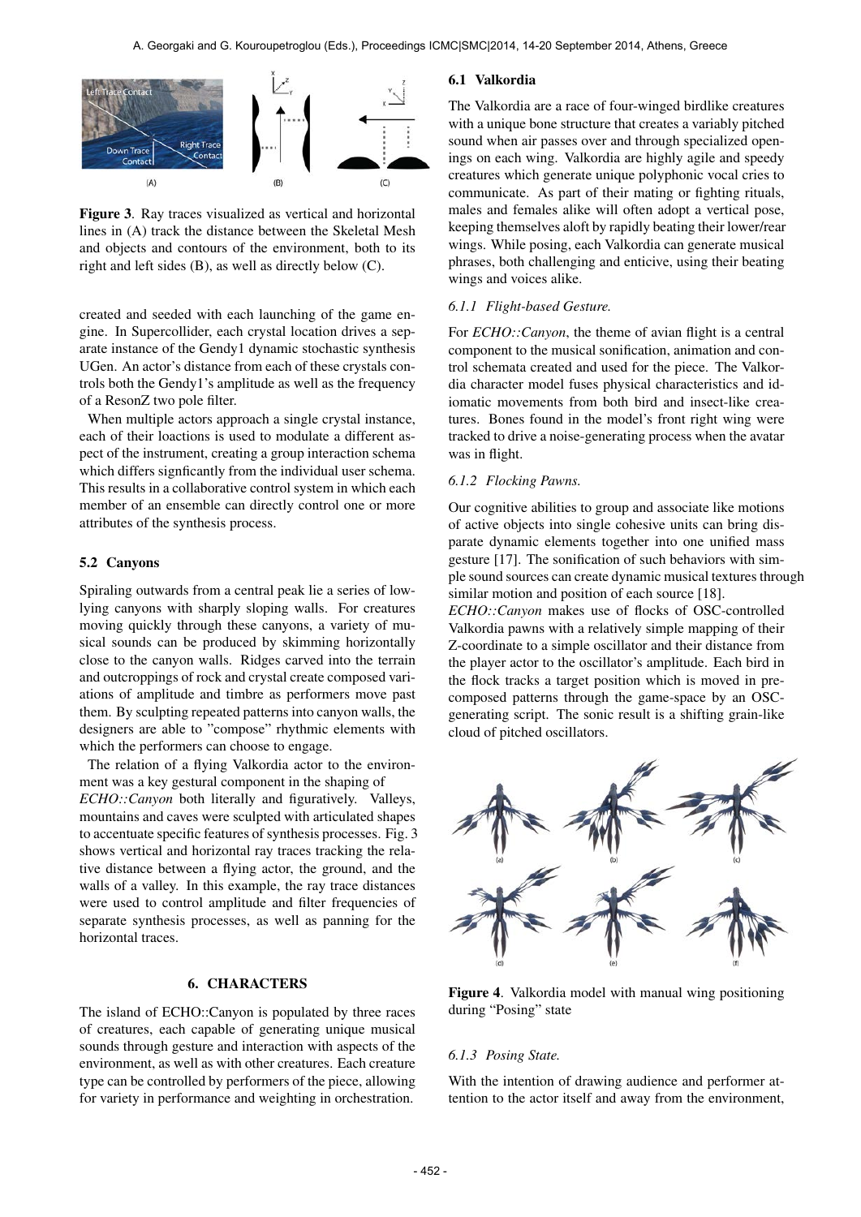Figure 3. Ray traces visualized as vertical and horizontal lines in (A) track the distance between the Skeletal Mesh and objects and contours of the environment, both to its right and left sides (B), as well as directly below (C).

created and seeded with each launching of the game engine. In Supercollider, each crystal location drives a separate instance of the Gendy1 dynamic stochastic synthesis UGen. An actor's distance from each of these crystals controls both the Gendy1's amplitude as well as the frequency of a ResonZ two pole filter.

When multiple actors approach a single crystal instance, each of their loactions is used to modulate a different aspect of the instrument, creating a group interaction schema which differs signficantly from the individual user schema. This results in a collaborative control system in which each member of an ensemble can directly control one or more attributes of the synthesis process.

### 5.2 Canyons

Spiraling outwards from a central peak lie a series of low-lying canyons with sharply sloping walls. For creatures moving quickly through these canyons, a variety of musical sounds can be produced by skimming horizontally close to the canyon walls. Ridges carved into the terrain and outcroppings of rock and crystal create composed variations of amplitude and timbre as performers move past them. By sculpting repeated patterns into canyon walls, the designers are able to "compose" rhythmic elements with which the performers can choose to engage.

The relation of a flying Valkordia actor to the environment was a key gestural component in the shaping of *ECHO::Canyon* both literally and figuratively. Valleys, mountains and caves were sculpted with articulated shapes to accentuate specific features of synthesis processes. Fig. 3 shows vertical and horizontal ray traces tracking the relative distance between a flying actor, the ground, and the walls of a valley. In this example, the ray trace distances were used to control amplitude and filter frequencies of separate synthesis processes, as well as panning for the horizontal traces.

## 6. CHARACTERS

The island of ECHO::Canyon is populated by three races of creatures, each capable of generating unique musical sounds through gesture and interaction with aspects of the environment, as well as with other creatures. Each creature type can be controlled by performers of the piece, allowing for variety in performance and weighting in orchestration.

### 6.1 Valkordia

The Valkordia are a race of four-winged birdlike creatures with a unique bone structure that creates a variably pitched sound when air passes over and through specialized openings on each wing. Valkordia are highly agile and speedy creatures which generate unique polyphonic vocal cries to communicate. As part of their mating or fighting rituals, males and females alike will often adopt a vertical pose, keeping themselves aloft by rapidly beating their lower/rear wings. While posing, each Valkordia can generate musical phrases, both challenging and enticive, using their beating wings and voices alike.

#### 6.1.1 Flight-based Gesture.

For *ECHO::Canyon*, the theme of avian flight is a central component to the musical sonification, animation and control schemata created and used for the piece. The Valkordia character model fuses physical characteristics and idiomatic movements from both bird and insect-like creatures. Bones found in the model's front right wing were tracked to drive a noise-generating process when the avatar was in flight.

#### 6.1.2 Flocking Pawns.

Our cognitive abilities to group and associate like motions of active objects into single cohesive units can bring disparate dynamic elements together into one unified mass gesture [17]. The sonification of such behaviors with simple sound sources can create dynamic musical textures through similar motion and position of each source [18].

*ECHO::Canyon* makes use of flocks of OSC-controlled Valkordia pawns with a relatively simple mapping of their Z-coordinate to a simple oscillator and their distance from the player actor to the oscillator's amplitude. Each bird in the flock tracks a target position which is moved in pre-composed patterns through the game-space by an OSC-generating script. The sonic result is a shifting grain-like cloud of pitched oscillators.

Figure 4. Valkordia model with manual wing positioning during "Posing" state

#### 6.1.3 Posing State.

With the intention of drawing audience and performer attention to the actor itself and away from the environment,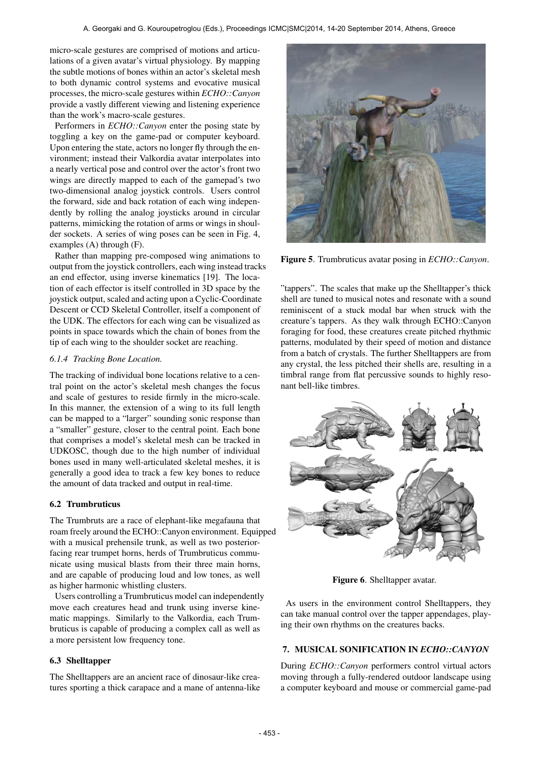micro-scale gestures are comprised of motions and articulations of a given avatar's virtual physiology. By mapping the subtle motions of bones within an actor's skeletal mesh to both dynamic control systems and evocative musical processes, the micro-scale gestures within *ECHO::Canyon* provide a vastly different viewing and listening experience than the work's macro-scale gestures.

Performers in *ECHO::Canyon* enter the posing state by toggling a key on the game-pad or computer keyboard. Upon entering the state, actors no longer fly through the environment; instead their Valkordia avatar interpolates into a nearly vertical pose and control over the actor's front two wings are directly mapped to each of the gamepad's two two-dimensional analog joystick controls. Users control the forward, side and back rotation of each wing independently by rolling the analog joysticks around in circular patterns, mimicking the rotation of arms or wings in shoulder sockets. A series of wing poses can be seen in Fig. 4, examples (A) through (F).

Rather than mapping pre-composed wing animations to output from the joystick controllers, each wing instead tracks an end effector, using inverse kinematics [19]. The location of each effector is itself controlled in 3D space by the joystick output, scaled and acting upon a Cyclic-Coordinate Descent or CCD Skeletal Controller, itself a component of the UDK. The effectors for each wing can be visualized as points in space towards which the chain of bones from the tip of each wing to the shoulder socket are reaching.

#### *6.1.4 Tracking Bone Location.*

The tracking of individual bone locations relative to a central point on the actor's skeletal mesh changes the focus and scale of gestures to reside firmly in the micro-scale. In this manner, the extension of a wing to its full length can be mapped to a "larger" sounding sonic response than a "smaller" gesture, closer to the central point. Each bone that comprises a model's skeletal mesh can be tracked in UDKOSC, though due to the high number of individual bones used in many well-articulated skeletal meshes, it is generally a good idea to track a few key bones to reduce the amount of data tracked and output in real-time.

### 6.2 Trumbruticus

The Trumbruts are a race of elephant-like megafauna that roam freely around the ECHO::Canyon environment. Equipped with a musical prehensile trunk, as well as two posterior-facing rear trumpet horns, herds of Trumbruticus communicate using musical blasts from their three main horns, and are capable of producing loud and low tones, as well as higher harmonic whistling clusters.

Users controlling a Trumbruticus model can independently move each creatures head and trunk using inverse kinematic mappings. Similarly to the Valkordia, each Trumbruticus is capable of producing a complex call as well as a more persistent low frequency tone.

### 6.3 Shelltapper

The Shelltappers are an ancient race of dinosaur-like creatures sporting a thick carapace and a mane of antenna-like "tappers". The scales that make up the Shelltapper's thick shell are tuned to musical notes and resonate with a sound reminiscent of a stuck modal bar when struck with the creature's tappers. As they walk through ECHO::Canyon foraging for food, these creatures create pitched rhythmic patterns, modulated by their speed of motion and distance from a batch of crystals. The further Shelltappers are from any crystal, the less pitched their shells are, resulting in a timbral range from flat percussive sounds to highly resonant bell-like timbres.

**Figure 5**. Trumbruticus avatar posing in *ECHO::Canyon*.

**Figure 6**. Shelltapper avatar.

As users in the environment control Shelltappers, they can take manual control over the tapper appendages, playing their own rhythms on the creatures backs.

## 7. MUSICAL SONIFICATION IN *ECHO::CANYON*

During *ECHO::Canyon* performers control virtual actors moving through a fully-rendered outdoor landscape using a computer keyboard and mouse or commercial game-pad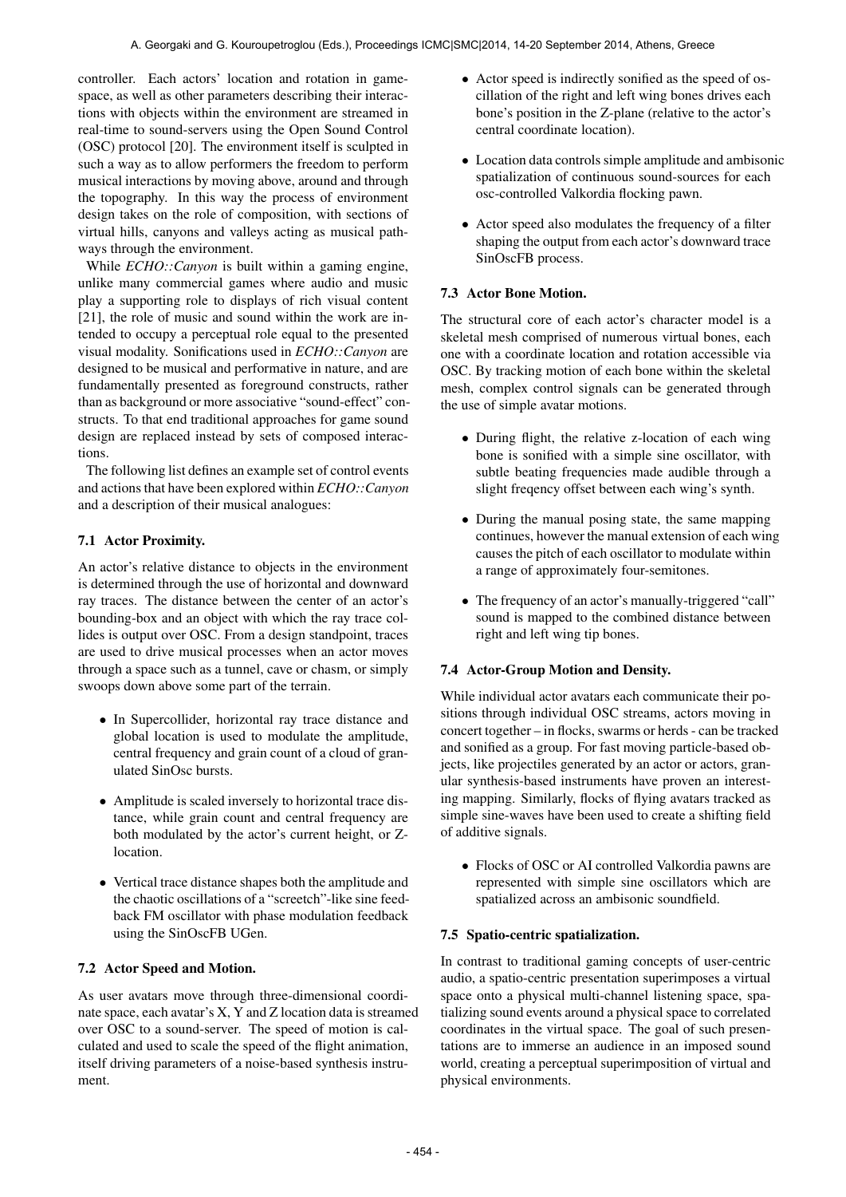controller. Each actors' location and rotation in game-space, as well as other parameters describing their interactions with objects within the environment are streamed in real-time to sound-servers using the Open Sound Control (OSC) protocol [20]. The environment itself is sculpted in such a way as to allow performers the freedom to perform musical interactions by moving above, around and through the topography. In this way the process of environment design takes on the role of composition, with sections of virtual hills, canyons and valleys acting as musical pathways through the environment.

While *ECHO::Canyon* is built within a gaming engine, unlike many commercial games where audio and music play a supporting role to displays of rich visual content [21], the role of music and sound within the work are intended to occupy a perceptual role equal to the presented visual modality. Sonifications used in *ECHO::Canyon* are designed to be musical and performative in nature, and are fundamentally presented as foreground constructs, rather than as background or more associative "sound-effect" constructs. To that end traditional approaches for game sound design are replaced instead by sets of composed interactions.

The following list defines an example set of control events and actions that have been explored within *ECHO::Canyon* and a description of their musical analogues:

### 7.1 Actor Proximity.

An actor's relative distance to objects in the environment is determined through the use of horizontal and downward ray traces. The distance between the center of an actor's bounding-box and an object with which the ray trace collides is output over OSC. From a design standpoint, traces are used to drive musical processes when an actor moves through a space such as a tunnel, cave or chasm, or simply swoops down above some part of the terrain.

- In Supercollider, horizontal ray trace distance and global location is used to modulate the amplitude, central frequency and grain count of a cloud of granulated SinOsc bursts.
- Amplitude is scaled inversely to horizontal trace distance, while grain count and central frequency are both modulated by the actor's current height, or Z-location.
- Vertical trace distance shapes both the amplitude and the chaotic oscillations of a "screetch"-like sine feedback FM oscillator with phase modulation feedback using the SinOscFB UGen.

### 7.2 Actor Speed and Motion.

As user avatars move through three-dimensional coordinate space, each avatar's X, Y and Z location data is streamed over OSC to a sound-server. The speed of motion is calculated and used to scale the speed of the flight animation, itself driving parameters of a noise-based synthesis instrument.

- Actor speed is indirectly sonified as the speed of oscillation of the right and left wing bones drives each bone's position in the Z-plane (relative to the actor's central coordinate location).
- Location data controls simple amplitude and ambisonic spatialization of continuous sound-sources for each osc-controlled Valkordia flocking pawn.
- Actor speed also modulates the frequency of a filter shaping the output from each actor's downward trace SinOscFB process.

### 7.3 Actor Bone Motion.

The structural core of each actor's character model is a skeletal mesh comprised of numerous virtual bones, each one with a coordinate location and rotation accessible via OSC. By tracking motion of each bone within the skeletal mesh, complex control signals can be generated through the use of simple avatar motions.

- During flight, the relative z-location of each wing bone is sonified with a simple sine oscillator, with subtle beating frequencies made audible through a slight freqency offset between each wing's synth.
- During the manual posing state, the same mapping continues, however the manual extension of each wing causes the pitch of each oscillator to modulate within a range of approximately four-semitones.
- The frequency of an actor's manually-triggered "call" sound is mapped to the combined distance between right and left wing tip bones.

### 7.4 Actor-Group Motion and Density.

While individual actor avatars each communicate their positions through individual OSC streams, actors moving in concert together – in flocks, swarms or herds - can be tracked and sonified as a group. For fast moving particle-based objects, like projectiles generated by an actor or actors, granular synthesis-based instruments have proven an interesting mapping. Similarly, flocks of flying avatars tracked as simple sine-waves have been used to create a shifting field of additive signals.

- Flocks of OSC or AI controlled Valkordia pawns are represented with simple sine oscillators which are spatialized across an ambisonic soundfield.

### 7.5 Spatio-centric spatialization.

In contrast to traditional gaming concepts of user-centric audio, a spatio-centric presentation superimposes a virtual space onto a physical multi-channel listening space, spatializing sound events around a physical space to correlated coordinates in the virtual space. The goal of such presentations are to immerse an audience in an imposed sound world, creating a perceptual superimposition of virtual and physical environments.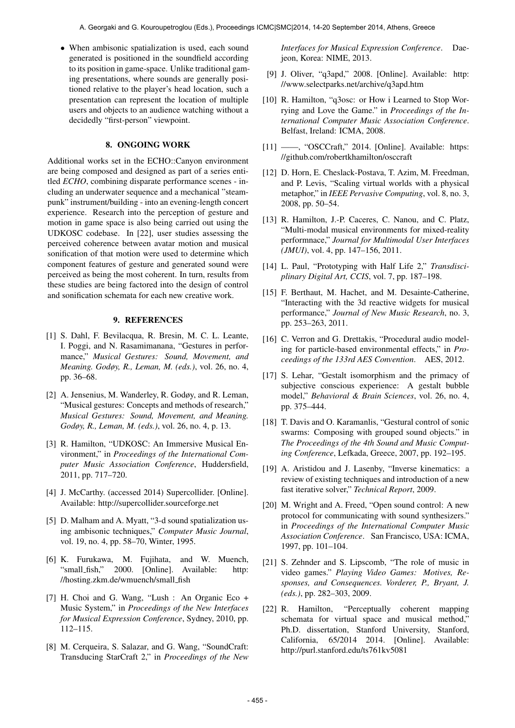- When ambisonic spatialization is used, each sound generated is positioned in the soundfield according to its position in game-space. Unlike traditional gaming presentations, where sounds are generally positioned relative to the player's head location, such a presentation can represent the location of multiple users and objects to an audience watching without a decidedly "first-person" viewpoint.

## 8. ONGOING WORK

Additional works set in the ECHO::Canyon environment are being composed and designed as part of a series entitled *ECHO*, combining disparate performance scenes - including an underwater sequence and a mechanical "steampunk" instrument/building - into an evening-length concert experience. Research into the perception of gesture and motion in game space is also being carried out using the UDKOSC codebase. In [22], user studies assessing the perceived coherence between avatar motion and musical sonification of that motion were used to determine which component features of gesture and generated sound were perceived as being the most coherent. In turn, results from these studies are being factored into the design of control and sonification schemata for each new creative work.

## 9. REFERENCES

[1] S. Dahl, F. Bevilacqua, R. Bresin, M. C. L. Leante, I. Poggi, and N. Rasamimanana, "Gestures in performance," *Musical Gestures: Sound, Movement, and Meaning. Godøy, R., Leman, M. (eds.)*, vol. 26, no. 4, pp. 36–68.

[2] A. Jensenius, M. Wanderley, R. Godøy, and R. Leman, "Musical gestures: Concepts and methods of research," *Musical Gestures: Sound, Movement, and Meaning. Godøy, R., Leman, M. (eds.)*, vol. 26, no. 4, p. 13.

[3] R. Hamilton, "UDKOSC: An Immersive Musical Environment," in *Proceedings of the International Computer Music Association Conference*, Huddersfield, 2011, pp. 717–720.

[4] J. McCarthy. (accessed 2014) Supercollider. [Online]. Available: http://supercollider.sourceforge.net

[5] D. Malham and A. Myatt, "3-d sound spatialization using ambisonic techniques," *Computer Music Journal*, vol. 19, no. 4, pp. 58–70, Winter, 1995.

[6] K. Furukawa, M. Fujihata, and W. Muench, "small_fish," 2000. [Online]. Available: http://hosting.zkm.de/wmuench/small_fish

[7] H. Choi and G. Wang, "Lush : An Organic Eco + Music System," in *Proceedings of the New Interfaces for Musical Expression Conference*, Sydney, 2010, pp. 112–115.

[8] M. Cerqueira, S. Salazar, and G. Wang, "SoundCraft: Transducing StarCraft 2," in *Proceedings of the New Interfaces for Musical Expression Conference*. Daejeon, Korea: NIME, 2013.

[9] J. Oliver, "q3apd," 2008. [Online]. Available: http://www.selectparks.net/archive/q3apd.htm

[10] R. Hamilton, "q3osc: or How i Learned to Stop Worrying and Love the Game." in *Proceedings of the International Computer Music Association Conference*. Belfast, Ireland: ICMA, 2008.

[11] ——, "OSCCraft," 2014. [Online]. Available: https://github.com/robertkhamilton/osccraft

[12] D. Horn, E. Cheslack-Postava, T. Azim, M. Freedman, and P. Levis, "Scaling virtual worlds with a physical metaphor," in *IEEE Pervasive Computing*, vol. 8, no. 3, 2008, pp. 50–54.

[13] R. Hamilton, J.-P. Caceres, C. Nanou, and C. Platz, "Multi-modal musical environments for mixed-reality performnace," *Journal for Multimodal User Interfaces (JMUI)*, vol. 4, pp. 147–156, 2011.

[14] L. Paul, "Prototyping with Half Life 2," *Transdisciplinary Digital Art, CCIS*, vol. 7, pp. 187–198.

[15] F. Berthaut, M. Hachet, and M. Desainte-Catherine, "Interacting with the 3d reactive widgets for musical performance," *Journal of New Music Research*, no. 3, pp. 253–263, 2011.

[16] C. Verron and G. Drettakis, "Procedural audio modeling for particle-based environmental effects," in *Proceedings of the 133rd AES Convention*. AES, 2012.

[17] S. Lehar, "Gestalt isomorphism and the primacy of subjective conscious experience: A gestalt bubble model," *Behavioral & Brain Sciences*, vol. 26, no. 4, pp. 375–444.

[18] T. Davis and O. Karamanlis, "Gestural control of sonic swarms: Composing with grouped sound objects." in *The Proceedings of the 4th Sound and Music Computing Conference*, Lefkada, Greece, 2007, pp. 192–195.

[19] A. Aristidou and J. Lasenby, "Inverse kinematics: a review of existing techniques and introduction of a new fast iterative solver," *Technical Report*, 2009.

[20] M. Wright and A. Freed, "Open sound control: A new protocol for communicating with sound synthesizers." in *Proceedings of the International Computer Music Association Conference*. San Francisco, USA: ICMA, 1997, pp. 101–104.

[21] S. Zehnder and S. Lipscomb, "The role of music in video games." *Playing Video Games: Motives, Responses, and Consequences. Vorderer, P., Bryant, J. (eds.)*, pp. 282–303, 2009.

[22] R. Hamilton, "Perceptually coherent mapping schemata for virtual space and musical method," Ph.D. dissertation, Stanford University, Stanford, California, 65/2014 2014. [Online]. Available: http://purl.stanford.edu/ts761kv5081